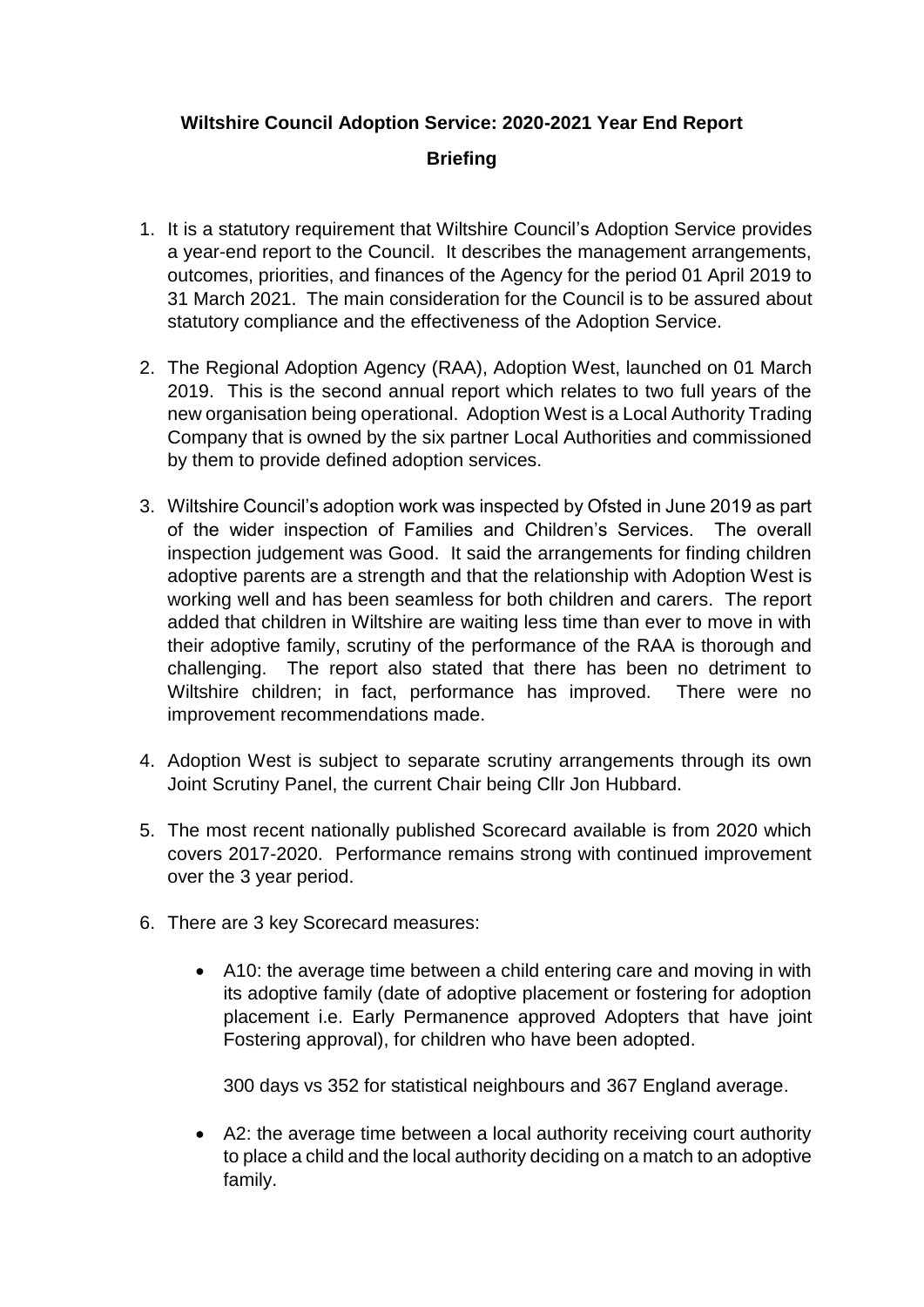**Wiltshire Council Adoption Service: 2020-2021 Year End Report**

**Briefing**

1. It is a statutory requirement that Wiltshire Council's Adoption Service provides a year-end report to the Council. It describes the management arrangements, outcomes, priorities, and finances of the Agency for the period 01 April 2019 to 31 March 2021. The main consideration for the Council is to be assured about statutory compliance and the effectiveness of the Adoption Service.

2. The Regional Adoption Agency (RAA), Adoption West, launched on 01 March 2019. This is the second annual report which relates to two full years of the new organisation being operational. Adoption West is a Local Authority Trading Company that is owned by the six partner Local Authorities and commissioned by them to provide defined adoption services.

3. Wiltshire Council's adoption work was inspected by Ofsted in June 2019 as part of the wider inspection of Families and Children's Services. The overall inspection judgement was Good. It said the arrangements for finding children adoptive parents are a strength and that the relationship with Adoption West is working well and has been seamless for both children and carers. The report added that children in Wiltshire are waiting less time than ever to move in with their adoptive family, scrutiny of the performance of the RAA is thorough and challenging. The report also stated that there has been no detriment to Wiltshire children; in fact, performance has improved. There were no improvement recommendations made.

4. Adoption West is subject to separate scrutiny arrangements through its own Joint Scrutiny Panel, the current Chair being Cllr Jon Hubbard.

5. The most recent nationally published Scorecard available is from 2020 which covers 2017-2020. Performance remains strong with continued improvement over the 3 year period.

6. There are 3 key Scorecard measures:

   - A10: the average time between a child entering care and moving in with its adoptive family (date of adoptive placement or fostering for adoption placement i.e. Early Permanence approved Adopters that have joint Fostering approval), for children who have been adopted.

     300 days vs 352 for statistical neighbours and 367 England average.

   - A2: the average time between a local authority receiving court authority to place a child and the local authority deciding on a match to an adoptive family.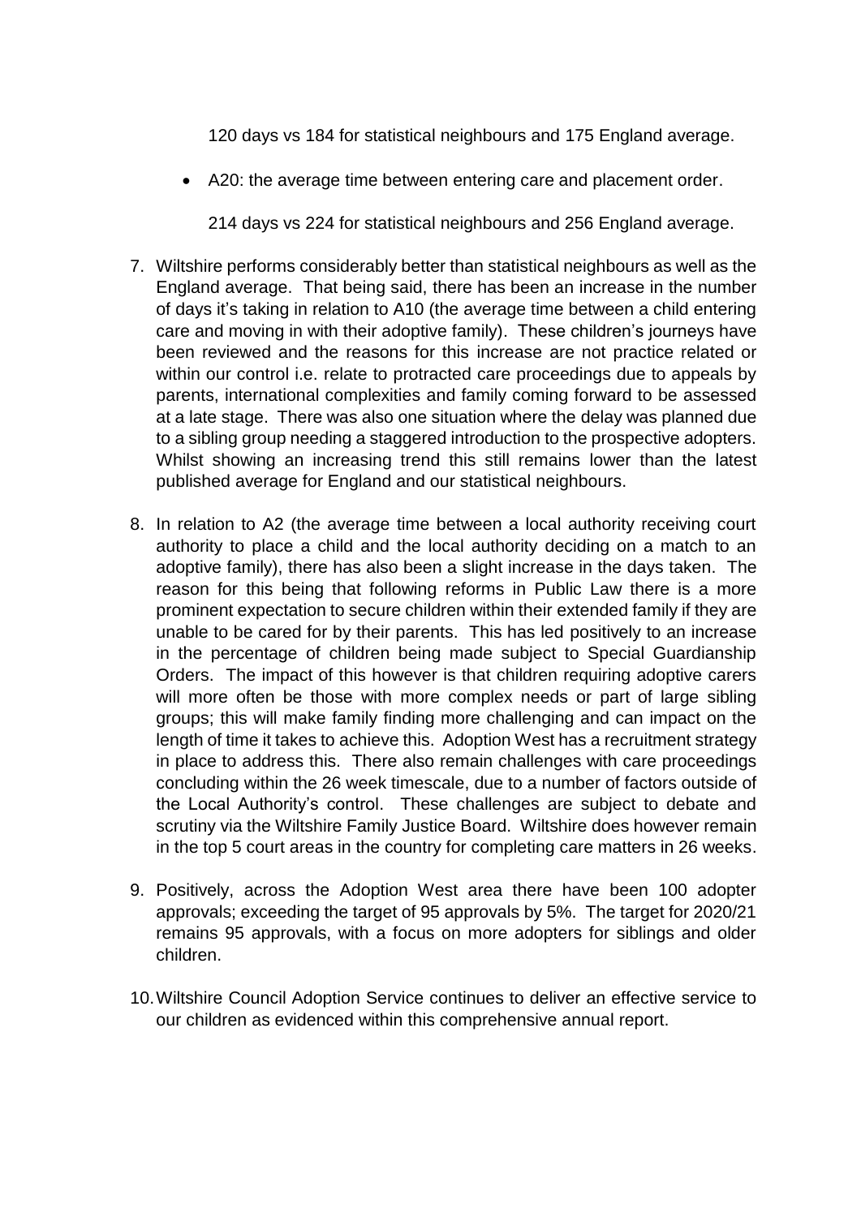120 days vs 184 for statistical neighbours and 175 England average.

- A20: the average time between entering care and placement order.

  214 days vs 224 for statistical neighbours and 256 England average.

7. Wiltshire performs considerably better than statistical neighbours as well as the England average. That being said, there has been an increase in the number of days it's taking in relation to A10 (the average time between a child entering care and moving in with their adoptive family). These children's journeys have been reviewed and the reasons for this increase are not practice related or within our control i.e. relate to protracted care proceedings due to appeals by parents, international complexities and family coming forward to be assessed at a late stage. There was also one situation where the delay was planned due to a sibling group needing a staggered introduction to the prospective adopters. Whilst showing an increasing trend this still remains lower than the latest published average for England and our statistical neighbours.

8. In relation to A2 (the average time between a local authority receiving court authority to place a child and the local authority deciding on a match to an adoptive family), there has also been a slight increase in the days taken. The reason for this being that following reforms in Public Law there is a more prominent expectation to secure children within their extended family if they are unable to be cared for by their parents. This has led positively to an increase in the percentage of children being made subject to Special Guardianship Orders. The impact of this however is that children requiring adoptive carers will more often be those with more complex needs or part of large sibling groups; this will make family finding more challenging and can impact on the length of time it takes to achieve this. Adoption West has a recruitment strategy in place to address this. There also remain challenges with care proceedings concluding within the 26 week timescale, due to a number of factors outside of the Local Authority's control. These challenges are subject to debate and scrutiny via the Wiltshire Family Justice Board. Wiltshire does however remain in the top 5 court areas in the country for completing care matters in 26 weeks.

9. Positively, across the Adoption West area there have been 100 adopter approvals; exceeding the target of 95 approvals by 5%. The target for 2020/21 remains 95 approvals, with a focus on more adopters for siblings and older children.

10. Wiltshire Council Adoption Service continues to deliver an effective service to our children as evidenced within this comprehensive annual report.